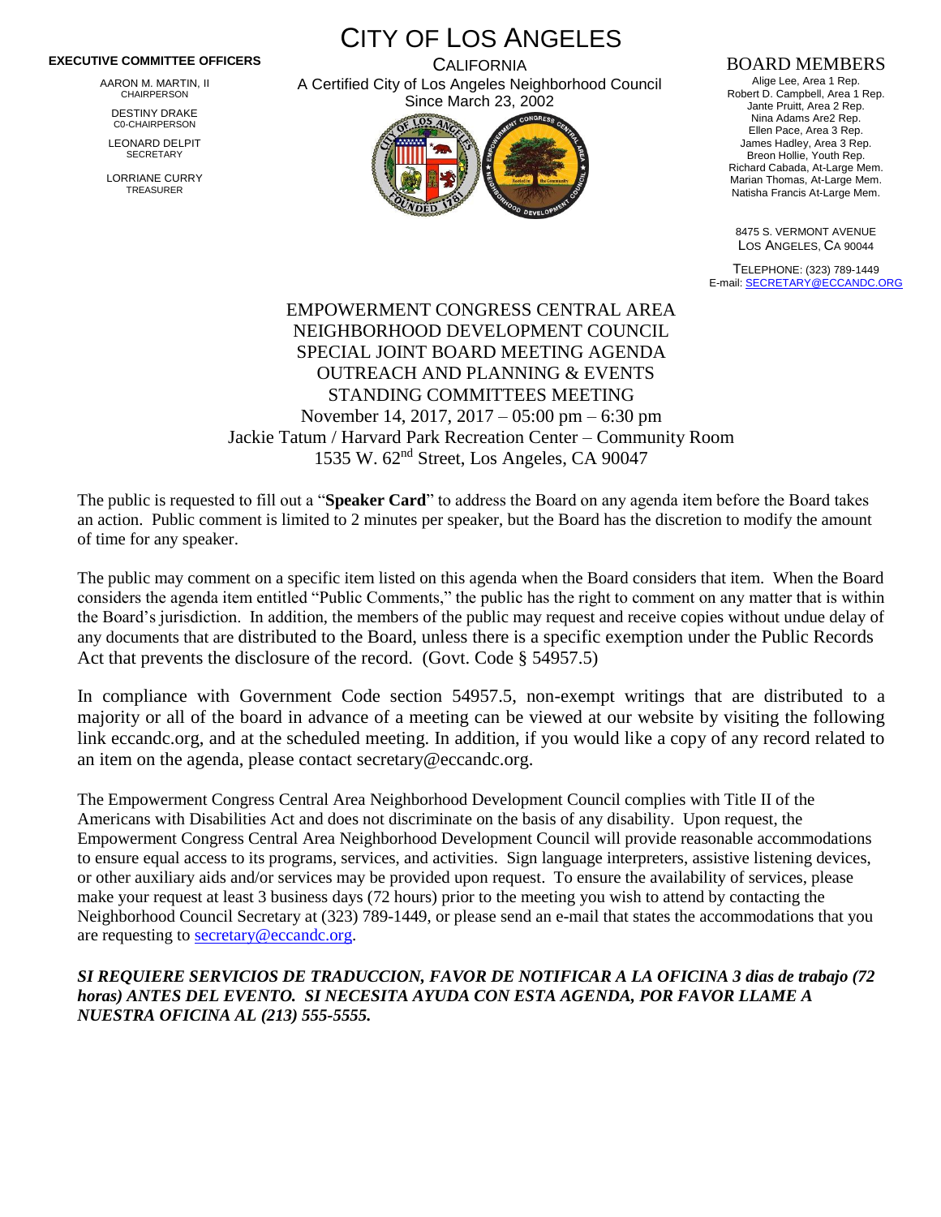**EXECUTIVE COMMITTEE OFFICERS**

AARON M. MARTIN, II
CHAIRPERSON

DESTINY DRAKE
C0-CHAIRPERSON

LEONARD DELPIT
SECRETARY

LORRIANE CURRY
TREASURER

# CITY OF LOS ANGELES

CALIFORNIA
A Certified City of Los Angeles Neighborhood Council
Since March 23, 2002

## BOARD MEMBERS

Alige Lee, Area 1 Rep.
Robert D. Campbell, Area 1 Rep.
Jante Pruitt, Area 2 Rep.
Nina Adams Are2 Rep.
Ellen Pace, Area 3 Rep.
James Hadley, Area 3 Rep.
Breon Hollie, Youth Rep.
Richard Cabada, At-Large Mem.
Marian Thomas, At-Large Mem.
Natisha Francis At-Large Mem.

8475 S. VERMONT AVENUE
LOS ANGELES, CA 90044

TELEPHONE: (323) 789-1449
E-mail: SECRETARY@ECCANDC.ORG

EMPOWERMENT CONGRESS CENTRAL AREA
NEIGHBORHOOD DEVELOPMENT COUNCIL
SPECIAL JOINT BOARD MEETING AGENDA
OUTREACH AND PLANNING & EVENTS
STANDING COMMITTEES MEETING
November 14, 2017, 2017 – 05:00 pm – 6:30 pm
Jackie Tatum / Harvard Park Recreation Center – Community Room
1535 W. 62nd Street, Los Angeles, CA 90047

The public is requested to fill out a "**Speaker Card**" to address the Board on any agenda item before the Board takes an action. Public comment is limited to 2 minutes per speaker, but the Board has the discretion to modify the amount of time for any speaker.

The public may comment on a specific item listed on this agenda when the Board considers that item. When the Board considers the agenda item entitled "Public Comments," the public has the right to comment on any matter that is within the Board's jurisdiction. In addition, the members of the public may request and receive copies without undue delay of any documents that are distributed to the Board, unless there is a specific exemption under the Public Records Act that prevents the disclosure of the record. (Govt. Code § 54957.5)

In compliance with Government Code section 54957.5, non-exempt writings that are distributed to a majority or all of the board in advance of a meeting can be viewed at our website by visiting the following link eccandc.org, and at the scheduled meeting. In addition, if you would like a copy of any record related to an item on the agenda, please contact secretary@eccandc.org.

The Empowerment Congress Central Area Neighborhood Development Council complies with Title II of the Americans with Disabilities Act and does not discriminate on the basis of any disability. Upon request, the Empowerment Congress Central Area Neighborhood Development Council will provide reasonable accommodations to ensure equal access to its programs, services, and activities. Sign language interpreters, assistive listening devices, or other auxiliary aids and/or services may be provided upon request. To ensure the availability of services, please make your request at least 3 business days (72 hours) prior to the meeting you wish to attend by contacting the Neighborhood Council Secretary at (323) 789-1449, or please send an e-mail that states the accommodations that you are requesting to secretary@eccandc.org.

***SI REQUIERE SERVICIOS DE TRADUCCION, FAVOR DE NOTIFICAR A LA OFICINA 3 dias de trabajo (72 horas) ANTES DEL EVENTO. SI NECESITA AYUDA CON ESTA AGENDA, POR FAVOR LLAME A NUESTRA OFICINA AL (213) 555-5555.***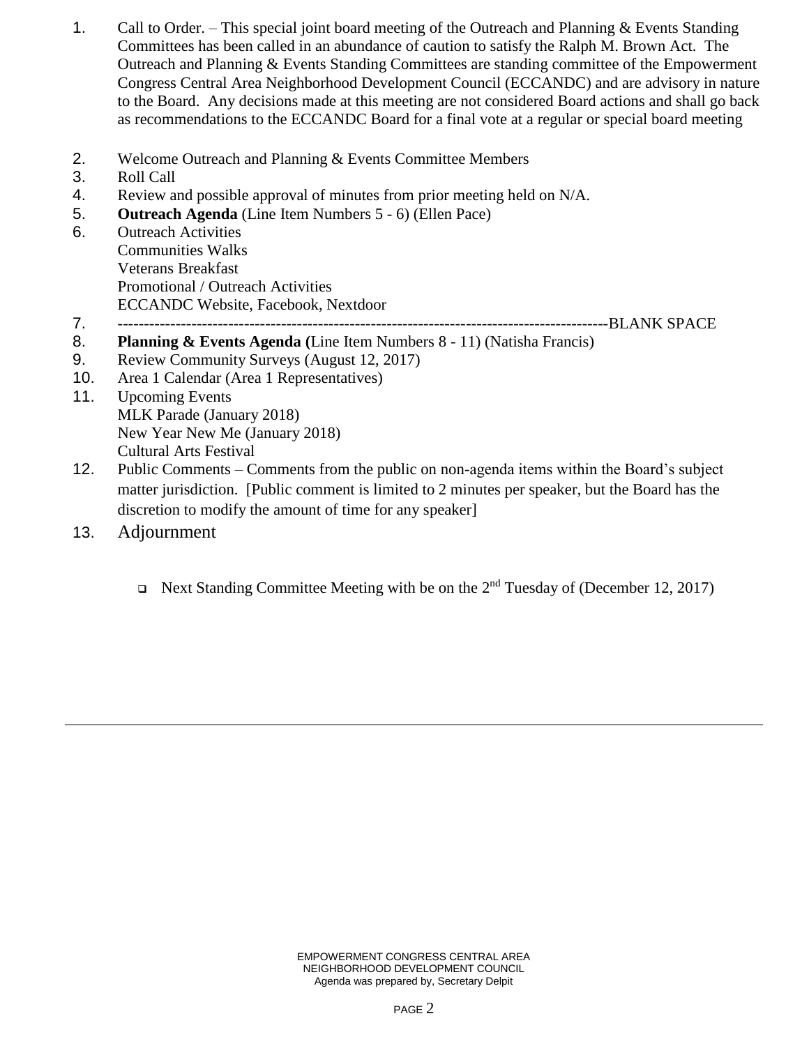1. Call to Order. – This special joint board meeting of the Outreach and Planning & Events Standing Committees has been called in an abundance of caution to satisfy the Ralph M. Brown Act. The Outreach and Planning & Events Standing Committees are standing committee of the Empowerment Congress Central Area Neighborhood Development Council (ECCANDC) and are advisory in nature to the Board. Any decisions made at this meeting are not considered Board actions and shall go back as recommendations to the ECCANDC Board for a final vote at a regular or special board meeting

2. Welcome Outreach and Planning & Events Committee Members
3. Roll Call
4. Review and possible approval of minutes from prior meeting held on N/A.
5. **Outreach Agenda** (Line Item Numbers 5 - 6) (Ellen Pace)
6. Outreach Activities
   Communities Walks
   Veterans Breakfast
   Promotional / Outreach Activities
   ECCANDC Website, Facebook, Nextdoor
7. ------------------------------------------------------------------------------------------BLANK SPACE
8. **Planning & Events Agenda (**Line Item Numbers 8 - 11) (Natisha Francis)
9. Review Community Surveys (August 12, 2017)
10. Area 1 Calendar (Area 1 Representatives)
11. Upcoming Events
    MLK Parade (January 2018)
    New Year New Me (January 2018)
    Cultural Arts Festival
12. Public Comments – Comments from the public on non-agenda items within the Board's subject matter jurisdiction. [Public comment is limited to 2 minutes per speaker, but the Board has the discretion to modify the amount of time for any speaker]
13. Adjournment

- Next Standing Committee Meeting with be on the 2nd Tuesday of (December 12, 2017)

---

EMPOWERMENT CONGRESS CENTRAL AREA
NEIGHBORHOOD DEVELOPMENT COUNCIL
Agenda was prepared by, Secretary Delpit